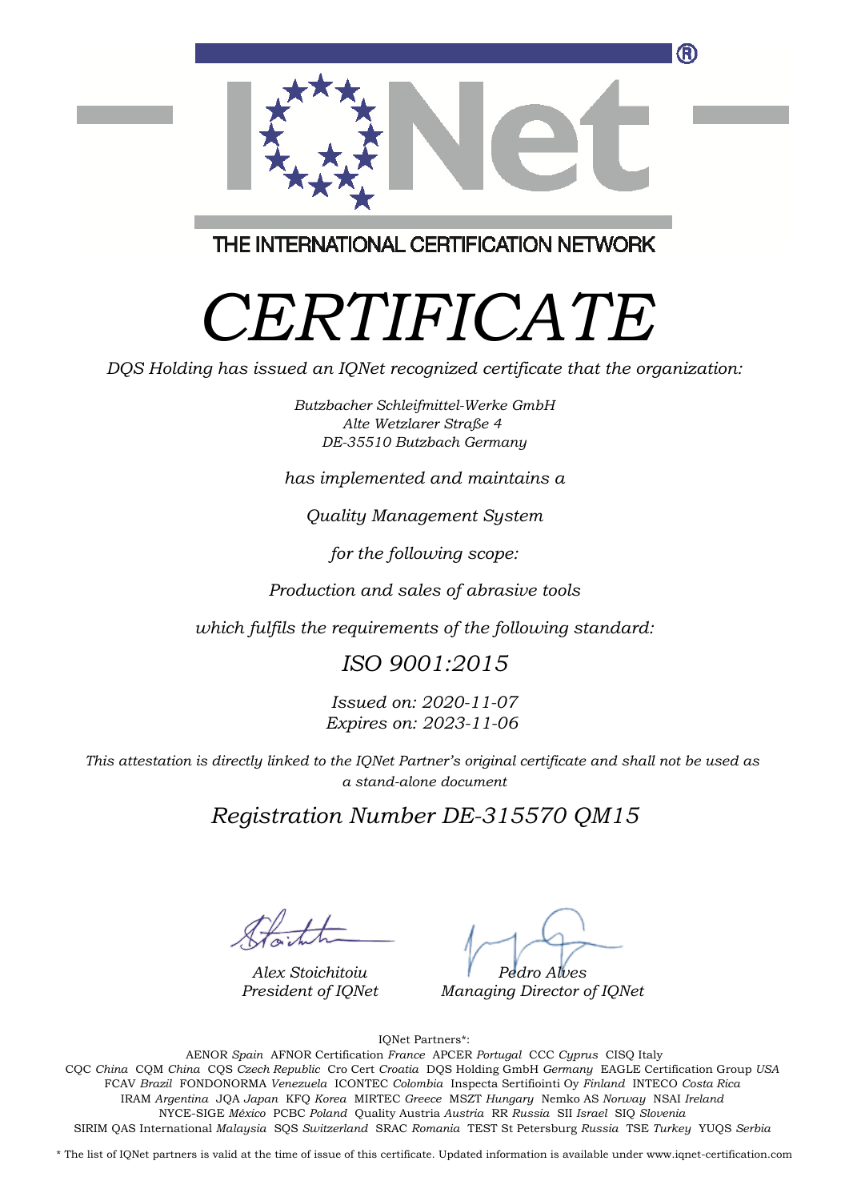THE INTERNATIONAL CERTIFICATION NETWORK

# *CERTIFICATE*

*DQS Holding has issued an IQNet recognized certificate that the organization:*

*Butzbacher Schleifmittel-Werke GmbH*
*Alte Wetzlarer Straße 4*
*DE-35510 Butzbach Germany*

*has implemented and maintains a*

*Quality Management System*

*for the following scope:*

*Production and sales of abrasive tools*

*which fulfils the requirements of the following standard:*

## *ISO 9001:2015*

*Issued on: 2020-11-07*
*Expires on: 2023-11-06*

*This attestation is directly linked to the IQNet Partner's original certificate and shall not be used as a stand-alone document*

## *Registration Number DE-315570 QM15*

*Alex Stoichitoiu*
*President of IQNet*

*Pedro Alves*
*Managing Director of IQNet*

IQNet Partners*:

AENOR *Spain* AFNOR Certification *France* APCER *Portugal* CCC *Cyprus* CISQ Italy
CQC *China* CQM *China* CQS *Czech Republic* Cro Cert *Croatia* DQS Holding GmbH *Germany* EAGLE Certification Group *USA*
FCAV *Brazil* FONDONORMA *Venezuela* ICONTEC *Colombia* Inspecta Sertifiointi Oy *Finland* INTECO *Costa Rica*
IRAM *Argentina* JQA *Japan* KFQ *Korea* MIRTEC *Greece* MSZT *Hungary* Nemko AS *Norway* NSAI *Ireland*
NYCE-SIGE *México* PCBC *Poland* Quality Austria *Austria* RR *Russia* SII *Israel* SIQ *Slovenia*
SIRIM QAS International *Malaysia* SQS *Switzerland* SRAC *Romania* TEST St Petersburg *Russia* TSE *Turkey* YUQS *Serbia*

* The list of IQNet partners is valid at the time of issue of this certificate. Updated information is available under www.iqnet-certification.com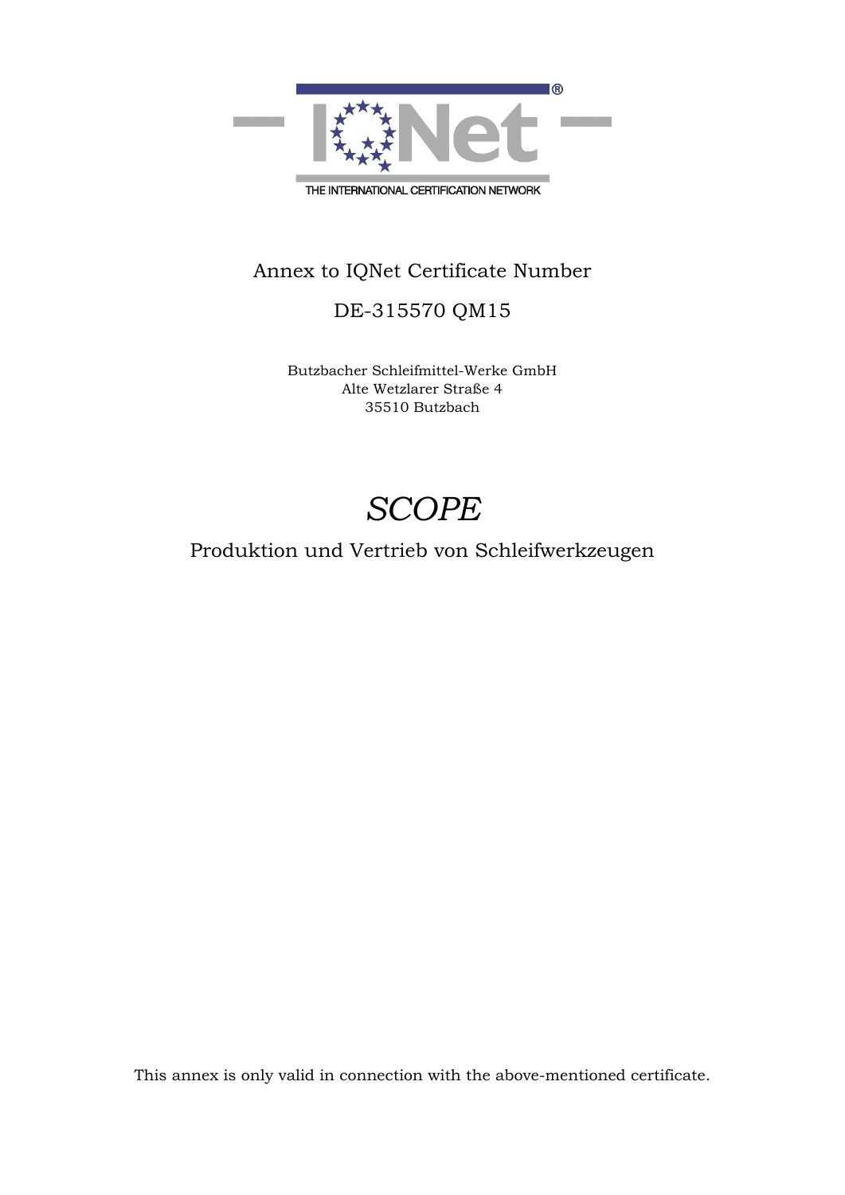THE INTERNATIONAL CERTIFICATION NETWORK

Annex to IQNet Certificate Number

DE-315570 QM15

Butzbacher Schleifmittel-Werke GmbH
Alte Wetzlarer Straße 4
35510 Butzbach

# *SCOPE*

Produktion und Vertrieb von Schleifwerkzeugen

This annex is only valid in connection with the above-mentioned certificate.